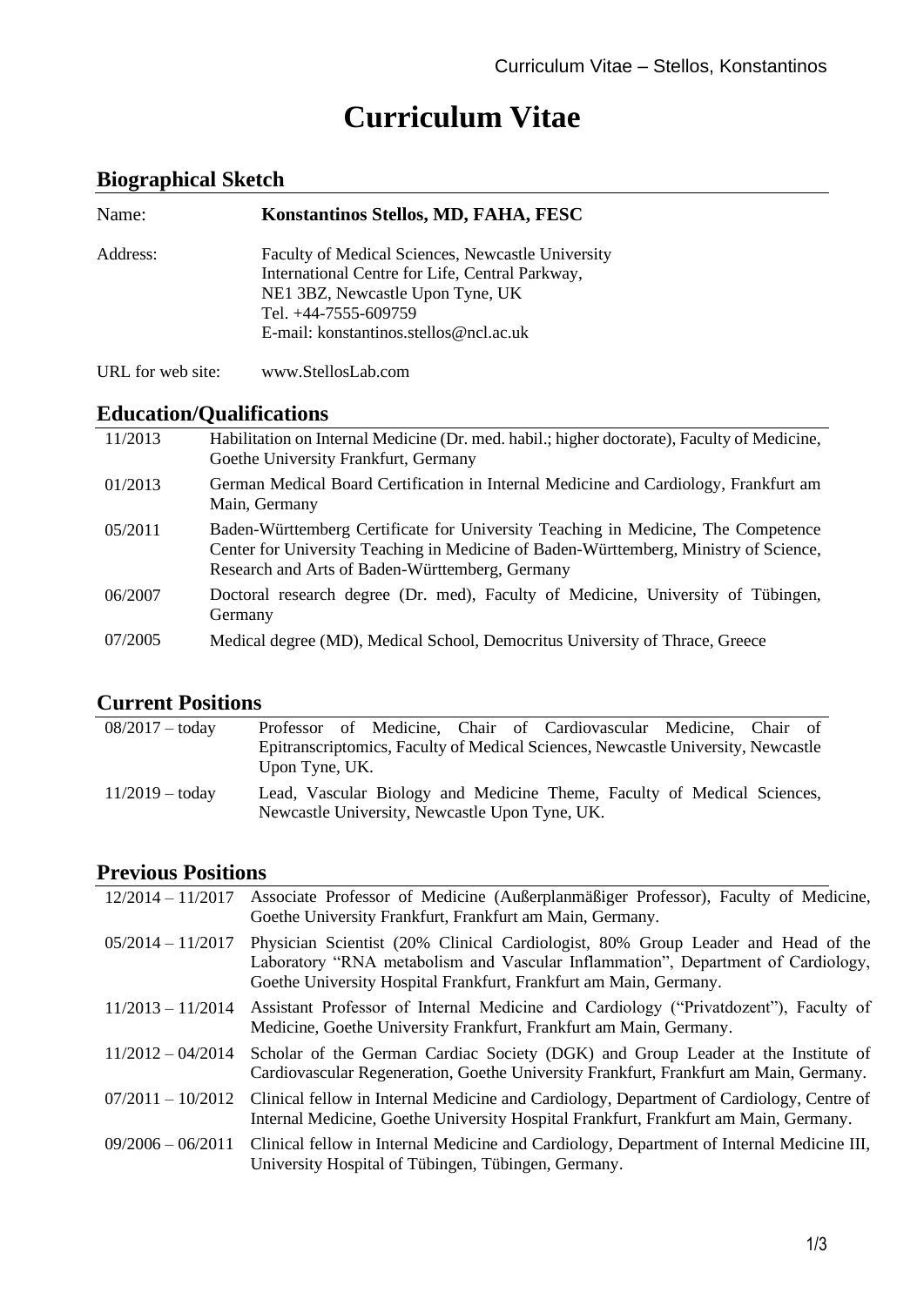# Curriculum Vitae

## Biographical Sketch

| | |
|---|---|
| Name: | **Konstantinos Stellos, MD, FAHA, FESC** |
| Address: | Faculty of Medical Sciences, Newcastle University<br>International Centre for Life, Central Parkway,<br>NE1 3BZ, Newcastle Upon Tyne, UK<br>Tel. +44-7555-609759<br>E-mail: konstantinos.stellos@ncl.ac.uk |
| URL for web site: | www.StellosLab.com |

## Education/Qualifications

| | |
|---|---|
| 11/2013 | Habilitation on Internal Medicine (Dr. med. habil.; higher doctorate), Faculty of Medicine, Goethe University Frankfurt, Germany |
| 01/2013 | German Medical Board Certification in Internal Medicine and Cardiology, Frankfurt am Main, Germany |
| 05/2011 | Baden-Württemberg Certificate for University Teaching in Medicine, The Competence Center for University Teaching in Medicine of Baden-Württemberg, Ministry of Science, Research and Arts of Baden-Württemberg, Germany |
| 06/2007 | Doctoral research degree (Dr. med), Faculty of Medicine, University of Tübingen, Germany |
| 07/2005 | Medical degree (MD), Medical School, Democritus University of Thrace, Greece |

## Current Positions

| | |
|---|---|
| 08/2017 – today | Professor of Medicine, Chair of Cardiovascular Medicine, Chair of Epitranscriptomics, Faculty of Medical Sciences, Newcastle University, Newcastle Upon Tyne, UK. |
| 11/2019 – today | Lead, Vascular Biology and Medicine Theme, Faculty of Medical Sciences, Newcastle University, Newcastle Upon Tyne, UK. |

## Previous Positions

| | |
|---|---|
| 12/2014 – 11/2017 | Associate Professor of Medicine (Außerplanmäßiger Professor), Faculty of Medicine, Goethe University Frankfurt, Frankfurt am Main, Germany. |
| 05/2014 – 11/2017 | Physician Scientist (20% Clinical Cardiologist, 80% Group Leader and Head of the Laboratory "RNA metabolism and Vascular Inflammation", Department of Cardiology, Goethe University Hospital Frankfurt, Frankfurt am Main, Germany. |
| 11/2013 – 11/2014 | Assistant Professor of Internal Medicine and Cardiology ("Privatdozent"), Faculty of Medicine, Goethe University Frankfurt, Frankfurt am Main, Germany. |
| 11/2012 – 04/2014 | Scholar of the German Cardiac Society (DGK) and Group Leader at the Institute of Cardiovascular Regeneration, Goethe University Frankfurt, Frankfurt am Main, Germany. |
| 07/2011 – 10/2012 | Clinical fellow in Internal Medicine and Cardiology, Department of Cardiology, Centre of Internal Medicine, Goethe University Hospital Frankfurt, Frankfurt am Main, Germany. |
| 09/2006 – 06/2011 | Clinical fellow in Internal Medicine and Cardiology, Department of Internal Medicine III, University Hospital of Tübingen, Tübingen, Germany. |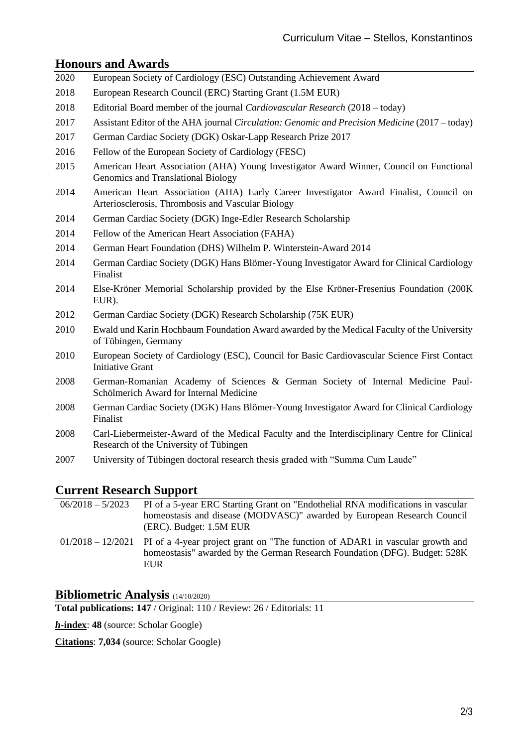## Honours and Awards

| | |
|---|---|
| 2020 | European Society of Cardiology (ESC) Outstanding Achievement Award |
| 2018 | European Research Council (ERC) Starting Grant (1.5M EUR) |
| 2018 | Editorial Board member of the journal *Cardiovascular Research* (2018 – today) |
| 2017 | Assistant Editor of the AHA journal *Circulation: Genomic and Precision Medicine* (2017 – today) |
| 2017 | German Cardiac Society (DGK) Oskar-Lapp Research Prize 2017 |
| 2016 | Fellow of the European Society of Cardiology (FESC) |
| 2015 | American Heart Association (AHA) Young Investigator Award Winner, Council on Functional Genomics and Translational Biology |
| 2014 | American Heart Association (AHA) Early Career Investigator Award Finalist, Council on Arteriosclerosis, Thrombosis and Vascular Biology |
| 2014 | German Cardiac Society (DGK) Inge-Edler Research Scholarship |
| 2014 | Fellow of the American Heart Association (FAHA) |
| 2014 | German Heart Foundation (DHS) Wilhelm P. Winterstein-Award 2014 |
| 2014 | German Cardiac Society (DGK) Hans Blömer-Young Investigator Award for Clinical Cardiology Finalist |
| 2014 | Else-Kröner Memorial Scholarship provided by the Else Kröner-Fresenius Foundation (200K EUR). |
| 2012 | German Cardiac Society (DGK) Research Scholarship (75K EUR) |
| 2010 | Ewald und Karin Hochbaum Foundation Award awarded by the Medical Faculty of the University of Tübingen, Germany |
| 2010 | European Society of Cardiology (ESC), Council for Basic Cardiovascular Science First Contact Initiative Grant |
| 2008 | German-Romanian Academy of Sciences & German Society of Internal Medicine Paul-Schölmerich Award for Internal Medicine |
| 2008 | German Cardiac Society (DGK) Hans Blömer-Young Investigator Award for Clinical Cardiology Finalist |
| 2008 | Carl-Liebermeister-Award of the Medical Faculty and the Interdisciplinary Centre for Clinical Research of the University of Tübingen |
| 2007 | University of Tübingen doctoral research thesis graded with "Summa Cum Laude" |

## Current Research Support

| | |
|---|---|
| 06/2018 – 5/2023 | PI of a 5-year ERC Starting Grant on "Endothelial RNA modifications in vascular homeostasis and disease (MODVASC)" awarded by European Research Council (ERC). Budget: 1.5M EUR |
| 01/2018 – 12/2021 | PI of a 4-year project grant on "The function of ADAR1 in vascular growth and homeostasis" awarded by the German Research Foundation (DFG). Budget: 528K EUR |

## Bibliometric Analysis (14/10/2020)

**Total publications: 147** / Original: 110 / Review: 26 / Editorials: 11

***h*-index**: **48** (source: Scholar Google)

**Citations**: **7,034** (source: Scholar Google)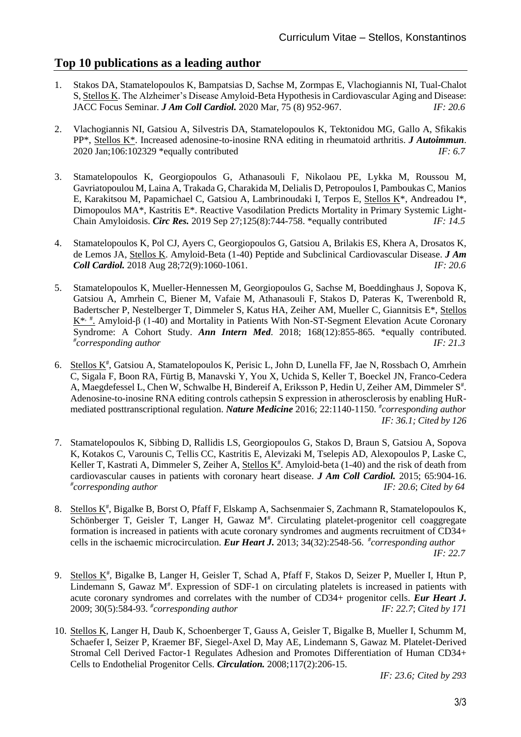## Top 10 publications as a leading author

1. Stakos DA, Stamatelopoulos K, Bampatsias D, Sachse M, Zormpas E, Vlachogiannis NI, Tual-Chalot S, Stellos K. The Alzheimer's Disease Amyloid-Beta Hypothesis in Cardiovascular Aging and Disease: JACC Focus Seminar. ***J Am Coll Cardiol.*** 2020 Mar, 75 (8) 952-967. *IF: 20.6*

2. Vlachogiannis NI, Gatsiou A, Silvestris DA, Stamatelopoulos K, Tektonidou MG, Gallo A, Sfikakis PP*, Stellos K*. Increased adenosine-to-inosine RNA editing in rheumatoid arthritis. ***J Autoimmun***. 2020 Jan;106:102329 *equally contributed *IF: 6.7*

3. Stamatelopoulos K, Georgiopoulos G, Athanasouli F, Nikolaou PE, Lykka M, Roussou M, Gavriatopoulou M, Laina A, Trakada G, Charakida M, Delialis D, Petropoulos I, Pamboukas C, Manios E, Karakitsou M, Papamichael C, Gatsiou A, Lambrinoudaki I, Terpos E, Stellos K*, Andreadou I*, Dimopoulos MA*, Kastritis E*. Reactive Vasodilation Predicts Mortality in Primary Systemic Light-Chain Amyloidosis. ***Circ Res.*** 2019 Sep 27;125(8):744-758. *equally contributed *IF: 14.5*

4. Stamatelopoulos K, Pol CJ, Ayers C, Georgiopoulos G, Gatsiou A, Brilakis ES, Khera A, Drosatos K, de Lemos JA, Stellos K. Amyloid-Beta (1-40) Peptide and Subclinical Cardiovascular Disease. ***J Am Coll Cardiol.*** 2018 Aug 28;72(9):1060-1061. *IF: 20.6*

5. Stamatelopoulos K, Mueller-Hennessen M, Georgiopoulos G, Sachse M, Boeddinghaus J, Sopova K, Gatsiou A, Amrhein C, Biener M, Vafaie M, Athanasouli F, Stakos D, Pateras K, Twerenbold R, Badertscher P, Nestelberger T, Dimmeler S, Katus HA, Zeiher AM, Mueller C, Giannitsis E*, Stellos K*, #. Amyloid-β (1-40) and Mortality in Patients With Non-ST-Segment Elevation Acute Coronary Syndrome: A Cohort Study. ***Ann Intern Med***. 2018; 168(12):855-865. *equally contributed. *#corresponding author* *IF: 21.3*

6. Stellos K#, Gatsiou A, Stamatelopoulos K, Perisic L, John D, Lunella FF, Jae N, Rossbach O, Amrhein C, Sigala F, Boon RA, Fürtig B, Manavski Y, You X, Uchida S, Keller T, Boeckel JN, Franco-Cedera A, Maegdefessel L, Chen W, Schwalbe H, Bindereif A, Eriksson P, Hedin U, Zeiher AM, Dimmeler S#. Adenosine-to-inosine RNA editing controls cathepsin S expression in atherosclerosis by enabling HuR-mediated posttranscriptional regulation. ***Nature Medicine*** 2016; 22:1140-1150. *#corresponding author* *IF: 36.1; Cited by 126*

7. Stamatelopoulos K, Sibbing D, Rallidis LS, Georgiopoulos G, Stakos D, Braun S, Gatsiou A, Sopova K, Kotakos C, Varounis C, Tellis CC, Kastritis E, Alevizaki M, Tselepis AD, Alexopoulos P, Laske C, Keller T, Kastrati A, Dimmeler S, Zeiher A, Stellos K#. Amyloid-beta (1-40) and the risk of death from cardiovascular causes in patients with coronary heart disease. ***J Am Coll Cardiol.*** 2015; 65:904-16. *#corresponding author* *IF: 20.6*; *Cited by 64*

8. Stellos K#, Bigalke B, Borst O, Pfaff F, Elskamp A, Sachsenmaier S, Zachmann R, Stamatelopoulos K, Schönberger T, Geisler T, Langer H, Gawaz M#. Circulating platelet-progenitor cell coaggregate formation is increased in patients with acute coronary syndromes and augments recruitment of CD34+ cells in the ischaemic microcirculation. ***Eur Heart J.*** 2013; 34(32):2548-56. *#corresponding author* *IF: 22.7*

9. Stellos K#, Bigalke B, Langer H, Geisler T, Schad A, Pfaff F, Stakos D, Seizer P, Mueller I, Htun P, Lindemann S, Gawaz M#. Expression of SDF-1 on circulating platelets is increased in patients with acute coronary syndromes and correlates with the number of CD34+ progenitor cells. ***Eur Heart J.*** 2009; 30(5):584-93. *#corresponding author* *IF: 22.7*; *Cited by 171*

10. Stellos K, Langer H, Daub K, Schoenberger T, Gauss A, Geisler T, Bigalke B, Mueller I, Schumm M, Schaefer I, Seizer P, Kraemer BF, Siegel-Axel D, May AE, Lindemann S, Gawaz M. Platelet-Derived Stromal Cell Derived Factor-1 Regulates Adhesion and Promotes Differentiation of Human CD34+ Cells to Endothelial Progenitor Cells. ***Circulation.*** 2008;117(2):206-15. *IF: 23.6; Cited by 293*